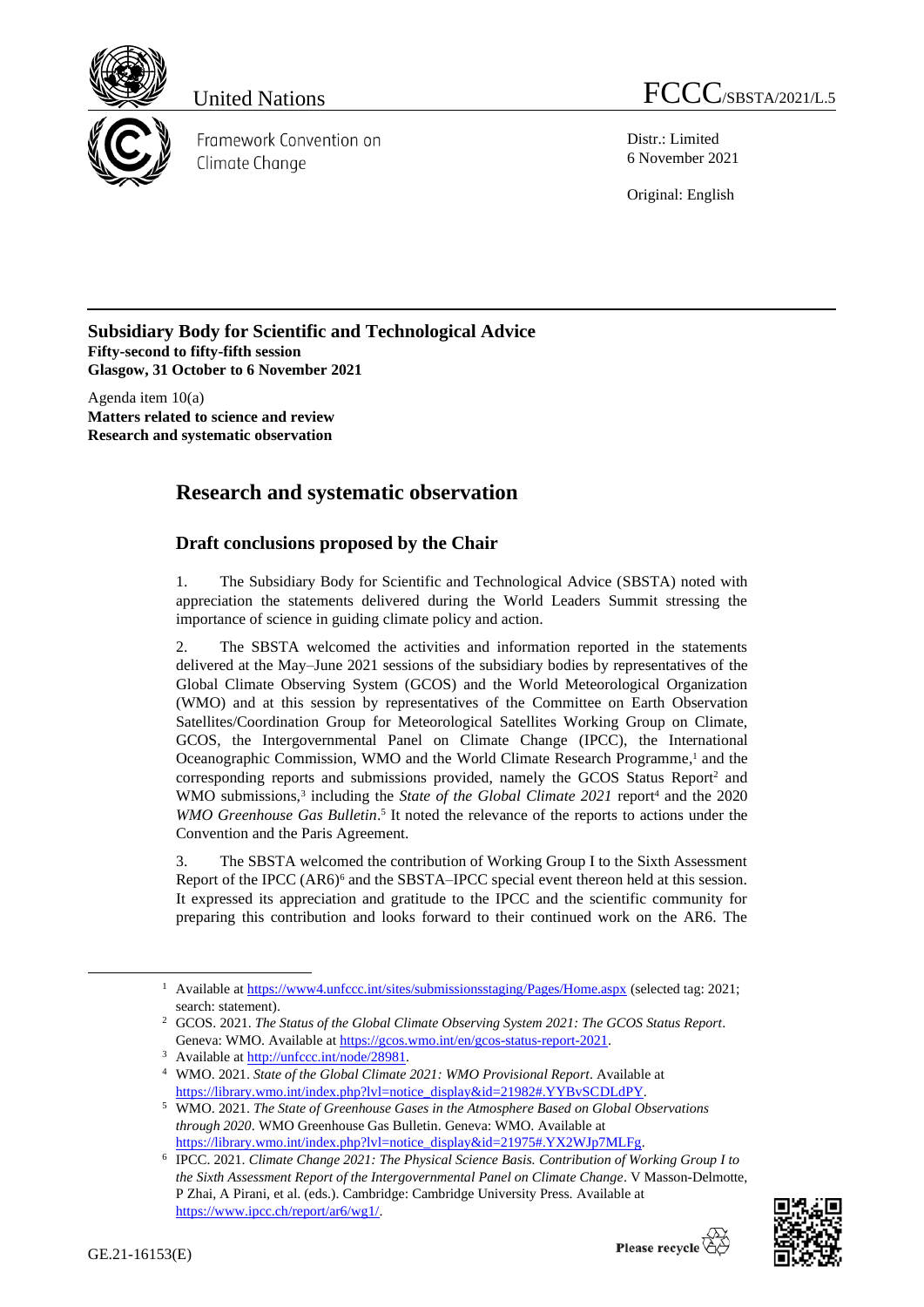United Nations

FCCC/SBSTA/2021/L.5

Framework Convention on Climate Change

Distr.: Limited
6 November 2021

Original: English

**Subsidiary Body for Scientific and Technological Advice**
**Fifty-second to fifty-fifth session**
**Glasgow, 31 October to 6 November 2021**

Agenda item 10(a)
**Matters related to science and review**
**Research and systematic observation**

# Research and systematic observation

## Draft conclusions proposed by the Chair

1. The Subsidiary Body for Scientific and Technological Advice (SBSTA) noted with appreciation the statements delivered during the World Leaders Summit stressing the importance of science in guiding climate policy and action.

2. The SBSTA welcomed the activities and information reported in the statements delivered at the May–June 2021 sessions of the subsidiary bodies by representatives of the Global Climate Observing System (GCOS) and the World Meteorological Organization (WMO) and at this session by representatives of the Committee on Earth Observation Satellites/Coordination Group for Meteorological Satellites Working Group on Climate, GCOS, the Intergovernmental Panel on Climate Change (IPCC), the International Oceanographic Commission, WMO and the World Climate Research Programme,[1] and the corresponding reports and submissions provided, namely the GCOS Status Report[2] and WMO submissions,[3] including the *State of the Global Climate 2021* report[4] and the 2020 *WMO Greenhouse Gas Bulletin*.[5] It noted the relevance of the reports to actions under the Convention and the Paris Agreement.

3. The SBSTA welcomed the contribution of Working Group I to the Sixth Assessment Report of the IPCC (AR6)[6] and the SBSTA–IPCC special event thereon held at this session. It expressed its appreciation and gratitude to the IPCC and the scientific community for preparing this contribution and looks forward to their continued work on the AR6. The

---

[1] Available at https://www4.unfccc.int/sites/submissionsstaging/Pages/Home.aspx (selected tag: 2021; search: statement).

[2] GCOS. 2021. *The Status of the Global Climate Observing System 2021: The GCOS Status Report*. Geneva: WMO. Available at https://gcos.wmo.int/en/gcos-status-report-2021.

[3] Available at http://unfccc.int/node/28981.

[4] WMO. 2021. *State of the Global Climate 2021: WMO Provisional Report*. Available at https://library.wmo.int/index.php?lvl=notice_display&id=21982#.YYBvSCDLdPY.

[5] WMO. 2021. *The State of Greenhouse Gases in the Atmosphere Based on Global Observations through 2020*. WMO Greenhouse Gas Bulletin. Geneva: WMO. Available at https://library.wmo.int/index.php?lvl=notice_display&id=21975#.YX2WJp7MLFg.

[6] IPCC. 2021. *Climate Change 2021: The Physical Science Basis. Contribution of Working Group I to the Sixth Assessment Report of the Intergovernmental Panel on Climate Change*. V Masson-Delmotte, P Zhai, A Pirani, et al. (eds.). Cambridge: Cambridge University Press. Available at https://www.ipcc.ch/report/ar6/wg1/.

GE.21-16153(E)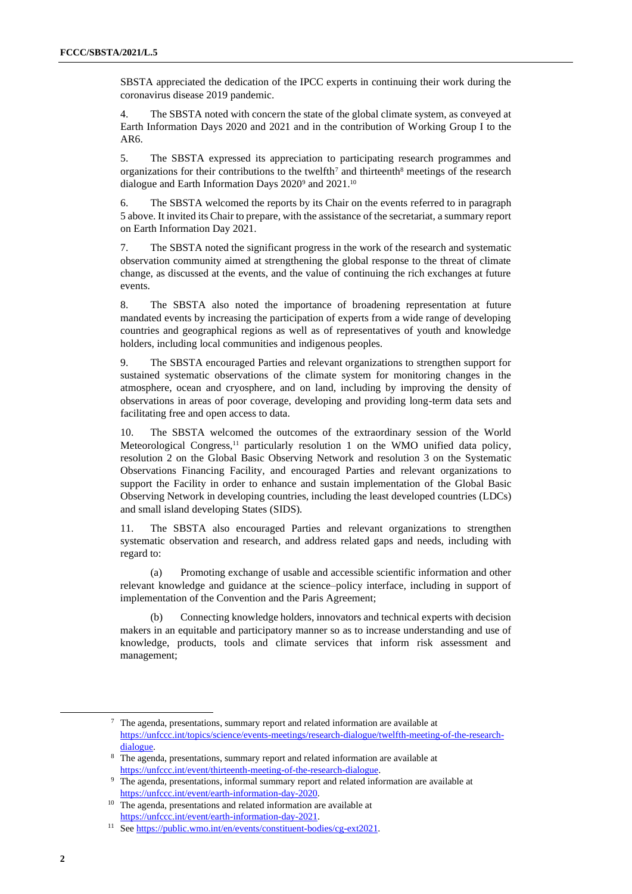SBSTA appreciated the dedication of the IPCC experts in continuing their work during the coronavirus disease 2019 pandemic.

4. The SBSTA noted with concern the state of the global climate system, as conveyed at Earth Information Days 2020 and 2021 and in the contribution of Working Group I to the AR6.

5. The SBSTA expressed its appreciation to participating research programmes and organizations for their contributions to the twelfth[7] and thirteenth[8] meetings of the research dialogue and Earth Information Days 2020[9] and 2021.[10]

6. The SBSTA welcomed the reports by its Chair on the events referred to in paragraph 5 above. It invited its Chair to prepare, with the assistance of the secretariat, a summary report on Earth Information Day 2021.

7. The SBSTA noted the significant progress in the work of the research and systematic observation community aimed at strengthening the global response to the threat of climate change, as discussed at the events, and the value of continuing the rich exchanges at future events.

8. The SBSTA also noted the importance of broadening representation at future mandated events by increasing the participation of experts from a wide range of developing countries and geographical regions as well as of representatives of youth and knowledge holders, including local communities and indigenous peoples.

9. The SBSTA encouraged Parties and relevant organizations to strengthen support for sustained systematic observations of the climate system for monitoring changes in the atmosphere, ocean and cryosphere, and on land, including by improving the density of observations in areas of poor coverage, developing and providing long-term data sets and facilitating free and open access to data.

10. The SBSTA welcomed the outcomes of the extraordinary session of the World Meteorological Congress,[11] particularly resolution 1 on the WMO unified data policy, resolution 2 on the Global Basic Observing Network and resolution 3 on the Systematic Observations Financing Facility, and encouraged Parties and relevant organizations to support the Facility in order to enhance and sustain implementation of the Global Basic Observing Network in developing countries, including the least developed countries (LDCs) and small island developing States (SIDS).

11. The SBSTA also encouraged Parties and relevant organizations to strengthen systematic observation and research, and address related gaps and needs, including with regard to:

(a) Promoting exchange of usable and accessible scientific information and other relevant knowledge and guidance at the science–policy interface, including in support of implementation of the Convention and the Paris Agreement;

(b) Connecting knowledge holders, innovators and technical experts with decision makers in an equitable and participatory manner so as to increase understanding and use of knowledge, products, tools and climate services that inform risk assessment and management;

---

[7] The agenda, presentations, summary report and related information are available at https://unfccc.int/topics/science/events-meetings/research-dialogue/twelfth-meeting-of-the-research-dialogue.

[8] The agenda, presentations, summary report and related information are available at https://unfccc.int/event/thirteenth-meeting-of-the-research-dialogue.

[9] The agenda, presentations, informal summary report and related information are available at https://unfccc.int/event/earth-information-day-2020.

[10] The agenda, presentations and related information are available at https://unfccc.int/event/earth-information-day-2021.

[11] See https://public.wmo.int/en/events/constituent-bodies/cg-ext2021.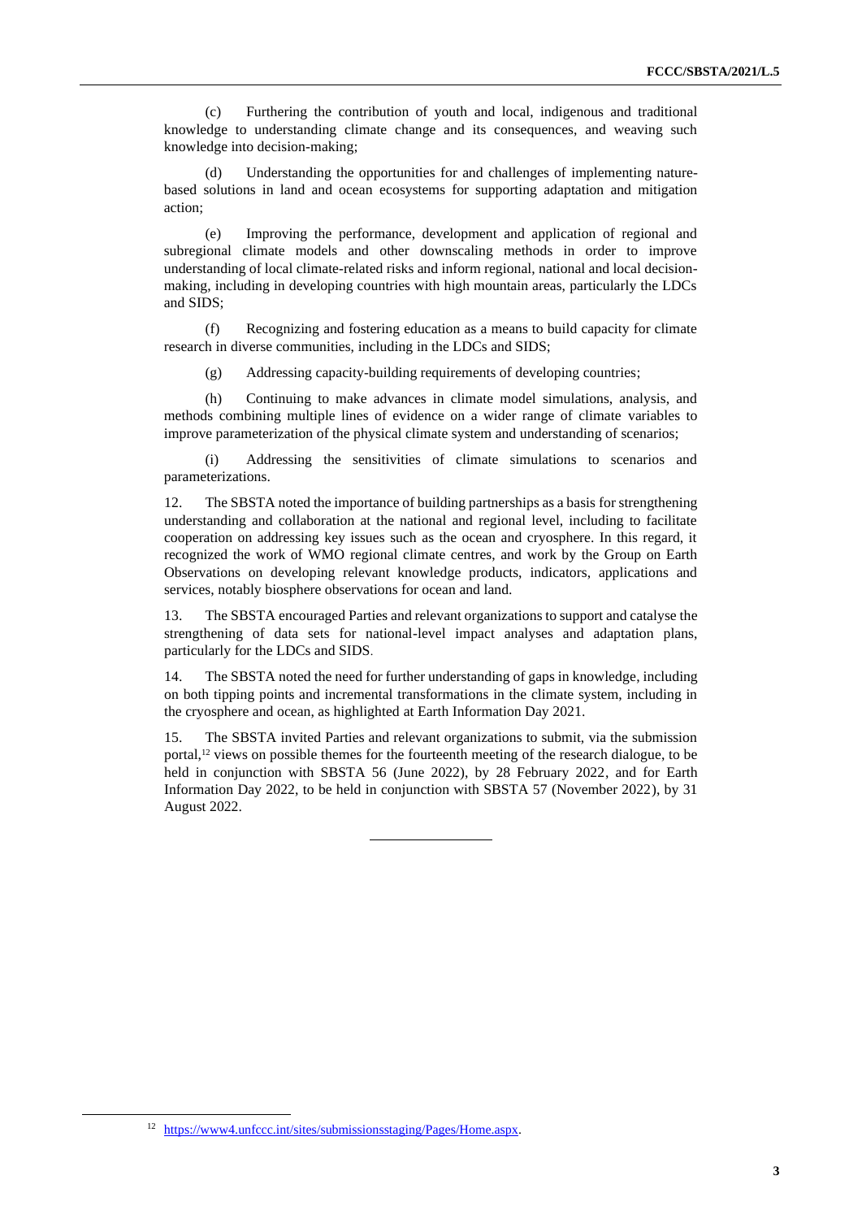(c) Furthering the contribution of youth and local, indigenous and traditional knowledge to understanding climate change and its consequences, and weaving such knowledge into decision-making;

(d) Understanding the opportunities for and challenges of implementing nature-based solutions in land and ocean ecosystems for supporting adaptation and mitigation action;

(e) Improving the performance, development and application of regional and subregional climate models and other downscaling methods in order to improve understanding of local climate-related risks and inform regional, national and local decision-making, including in developing countries with high mountain areas, particularly the LDCs and SIDS;

(f) Recognizing and fostering education as a means to build capacity for climate research in diverse communities, including in the LDCs and SIDS;

(g) Addressing capacity-building requirements of developing countries;

(h) Continuing to make advances in climate model simulations, analysis, and methods combining multiple lines of evidence on a wider range of climate variables to improve parameterization of the physical climate system and understanding of scenarios;

(i) Addressing the sensitivities of climate simulations to scenarios and parameterizations.

12. The SBSTA noted the importance of building partnerships as a basis for strengthening understanding and collaboration at the national and regional level, including to facilitate cooperation on addressing key issues such as the ocean and cryosphere. In this regard, it recognized the work of WMO regional climate centres, and work by the Group on Earth Observations on developing relevant knowledge products, indicators, applications and services, notably biosphere observations for ocean and land.

13. The SBSTA encouraged Parties and relevant organizations to support and catalyse the strengthening of data sets for national-level impact analyses and adaptation plans, particularly for the LDCs and SIDS.

14. The SBSTA noted the need for further understanding of gaps in knowledge, including on both tipping points and incremental transformations in the climate system, including in the cryosphere and ocean, as highlighted at Earth Information Day 2021.

15. The SBSTA invited Parties and relevant organizations to submit, via the submission portal,[12] views on possible themes for the fourteenth meeting of the research dialogue, to be held in conjunction with SBSTA 56 (June 2022), by 28 February 2022, and for Earth Information Day 2022, to be held in conjunction with SBSTA 57 (November 2022), by 31 August 2022.

---

[12] https://www4.unfccc.int/sites/submissionsstaging/Pages/Home.aspx.